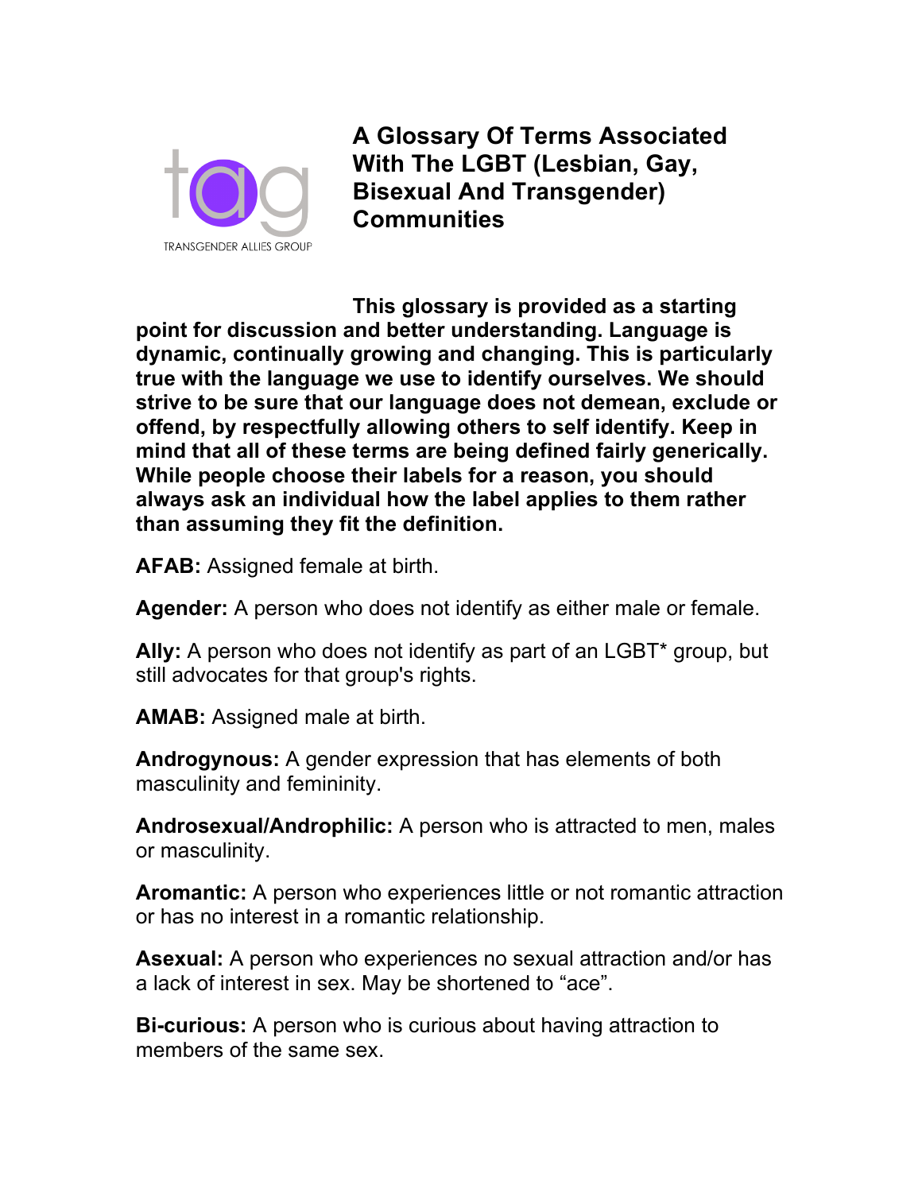TRANSGENDER ALLIES GROUP

# A Glossary Of Terms Associated With The LGBT (Lesbian, Gay, Bisexual And Transgender) Communities

**This glossary is provided as a starting point for discussion and better understanding. Language is dynamic, continually growing and changing. This is particularly true with the language we use to identify ourselves. We should strive to be sure that our language does not demean, exclude or offend, by respectfully allowing others to self identify. Keep in mind that all of these terms are being defined fairly generically. While people choose their labels for a reason, you should always ask an individual how the label applies to them rather than assuming they fit the definition.**

**AFAB:** Assigned female at birth.

**Agender:** A person who does not identify as either male or female.

**Ally:** A person who does not identify as part of an LGBT* group, but still advocates for that group's rights.

**AMAB:** Assigned male at birth.

**Androgynous:** A gender expression that has elements of both masculinity and femininity.

**Androsexual/Androphilic:** A person who is attracted to men, males or masculinity.

**Aromantic:** A person who experiences little or not romantic attraction or has no interest in a romantic relationship.

**Asexual:** A person who experiences no sexual attraction and/or has a lack of interest in sex. May be shortened to "ace".

**Bi-curious:** A person who is curious about having attraction to members of the same sex.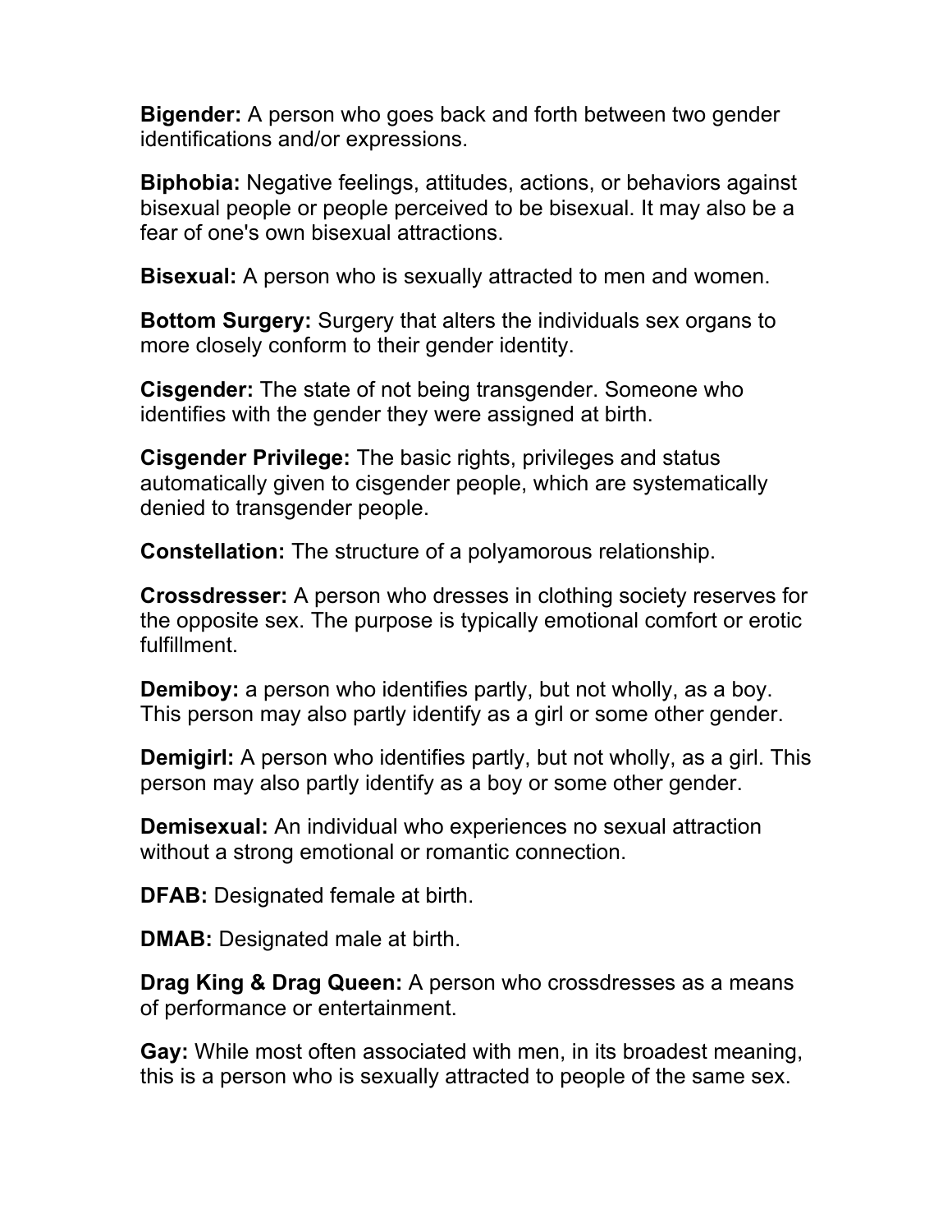**Bigender:** A person who goes back and forth between two gender identifications and/or expressions.

**Biphobia:** Negative feelings, attitudes, actions, or behaviors against bisexual people or people perceived to be bisexual. It may also be a fear of one's own bisexual attractions.

**Bisexual:** A person who is sexually attracted to men and women.

**Bottom Surgery:** Surgery that alters the individuals sex organs to more closely conform to their gender identity.

**Cisgender:** The state of not being transgender. Someone who identifies with the gender they were assigned at birth.

**Cisgender Privilege:** The basic rights, privileges and status automatically given to cisgender people, which are systematically denied to transgender people.

**Constellation:** The structure of a polyamorous relationship.

**Crossdresser:** A person who dresses in clothing society reserves for the opposite sex. The purpose is typically emotional comfort or erotic fulfillment.

**Demiboy:** a person who identifies partly, but not wholly, as a boy. This person may also partly identify as a girl or some other gender.

**Demigirl:** A person who identifies partly, but not wholly, as a girl. This person may also partly identify as a boy or some other gender.

**Demisexual:** An individual who experiences no sexual attraction without a strong emotional or romantic connection.

**DFAB:** Designated female at birth.

**DMAB:** Designated male at birth.

**Drag King & Drag Queen:** A person who crossdresses as a means of performance or entertainment.

**Gay:** While most often associated with men, in its broadest meaning, this is a person who is sexually attracted to people of the same sex.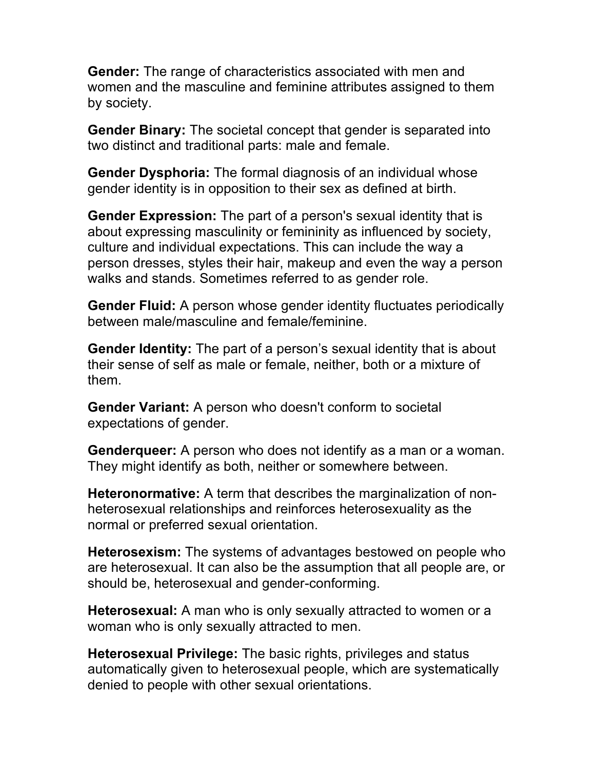**Gender:** The range of characteristics associated with men and women and the masculine and feminine attributes assigned to them by society.

**Gender Binary:** The societal concept that gender is separated into two distinct and traditional parts: male and female.

**Gender Dysphoria:** The formal diagnosis of an individual whose gender identity is in opposition to their sex as defined at birth.

**Gender Expression:** The part of a person's sexual identity that is about expressing masculinity or femininity as influenced by society, culture and individual expectations. This can include the way a person dresses, styles their hair, makeup and even the way a person walks and stands. Sometimes referred to as gender role.

**Gender Fluid:** A person whose gender identity fluctuates periodically between male/masculine and female/feminine.

**Gender Identity:** The part of a person's sexual identity that is about their sense of self as male or female, neither, both or a mixture of them.

**Gender Variant:** A person who doesn't conform to societal expectations of gender.

**Genderqueer:** A person who does not identify as a man or a woman. They might identify as both, neither or somewhere between.

**Heteronormative:** A term that describes the marginalization of non-heterosexual relationships and reinforces heterosexuality as the normal or preferred sexual orientation.

**Heterosexism:** The systems of advantages bestowed on people who are heterosexual. It can also be the assumption that all people are, or should be, heterosexual and gender-conforming.

**Heterosexual:** A man who is only sexually attracted to women or a woman who is only sexually attracted to men.

**Heterosexual Privilege:** The basic rights, privileges and status automatically given to heterosexual people, which are systematically denied to people with other sexual orientations.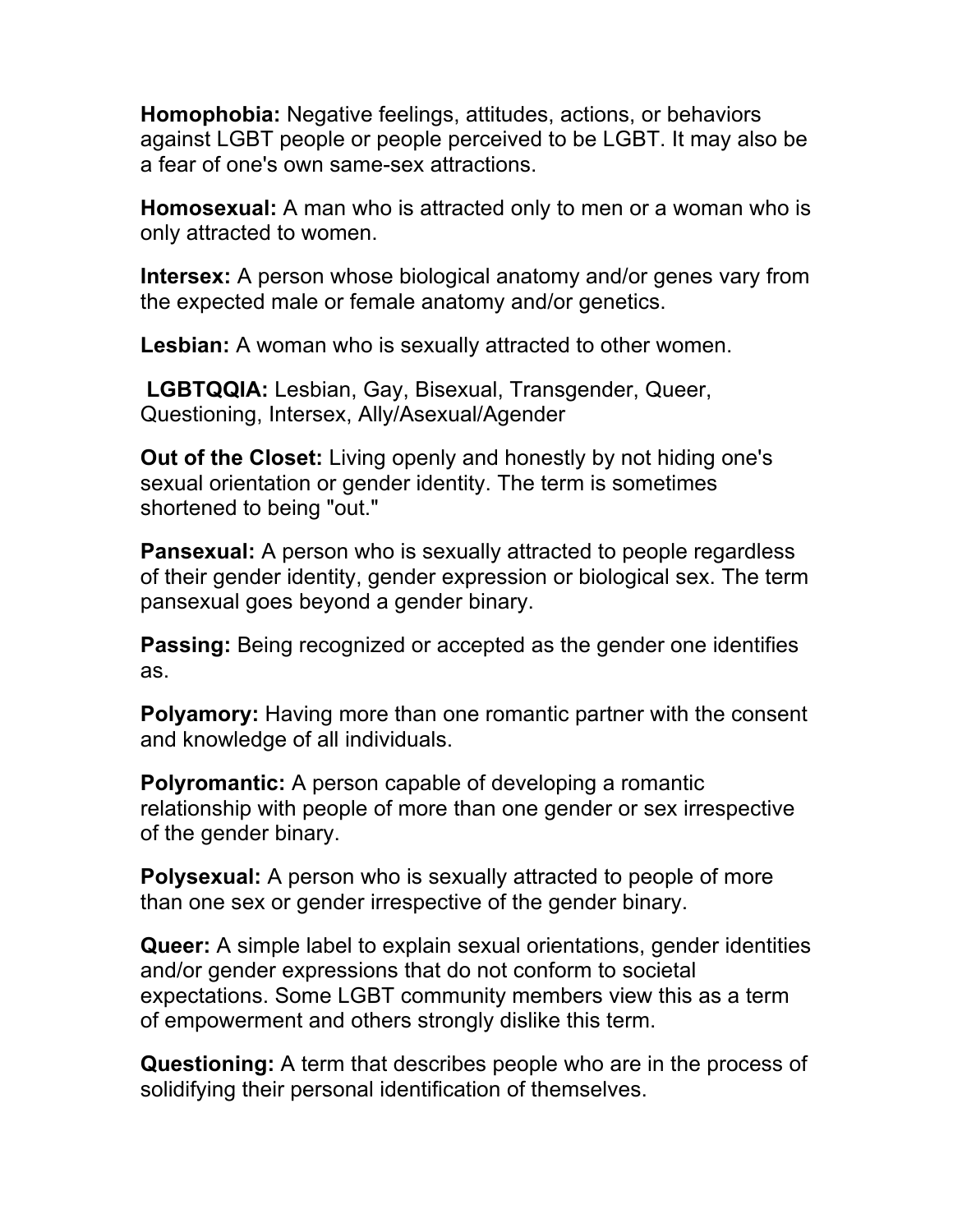**Homophobia:** Negative feelings, attitudes, actions, or behaviors against LGBT people or people perceived to be LGBT. It may also be a fear of one's own same-sex attractions.

**Homosexual:** A man who is attracted only to men or a woman who is only attracted to women.

**Intersex:** A person whose biological anatomy and/or genes vary from the expected male or female anatomy and/or genetics.

**Lesbian:** A woman who is sexually attracted to other women.

**LGBTQQIA:** Lesbian, Gay, Bisexual, Transgender, Queer, Questioning, Intersex, Ally/Asexual/Agender

**Out of the Closet:** Living openly and honestly by not hiding one's sexual orientation or gender identity. The term is sometimes shortened to being "out."

**Pansexual:** A person who is sexually attracted to people regardless of their gender identity, gender expression or biological sex. The term pansexual goes beyond a gender binary.

**Passing:** Being recognized or accepted as the gender one identifies as.

**Polyamory:** Having more than one romantic partner with the consent and knowledge of all individuals.

**Polyromantic:** A person capable of developing a romantic relationship with people of more than one gender or sex irrespective of the gender binary.

**Polysexual:** A person who is sexually attracted to people of more than one sex or gender irrespective of the gender binary.

**Queer:** A simple label to explain sexual orientations, gender identities and/or gender expressions that do not conform to societal expectations. Some LGBT community members view this as a term of empowerment and others strongly dislike this term.

**Questioning:** A term that describes people who are in the process of solidifying their personal identification of themselves.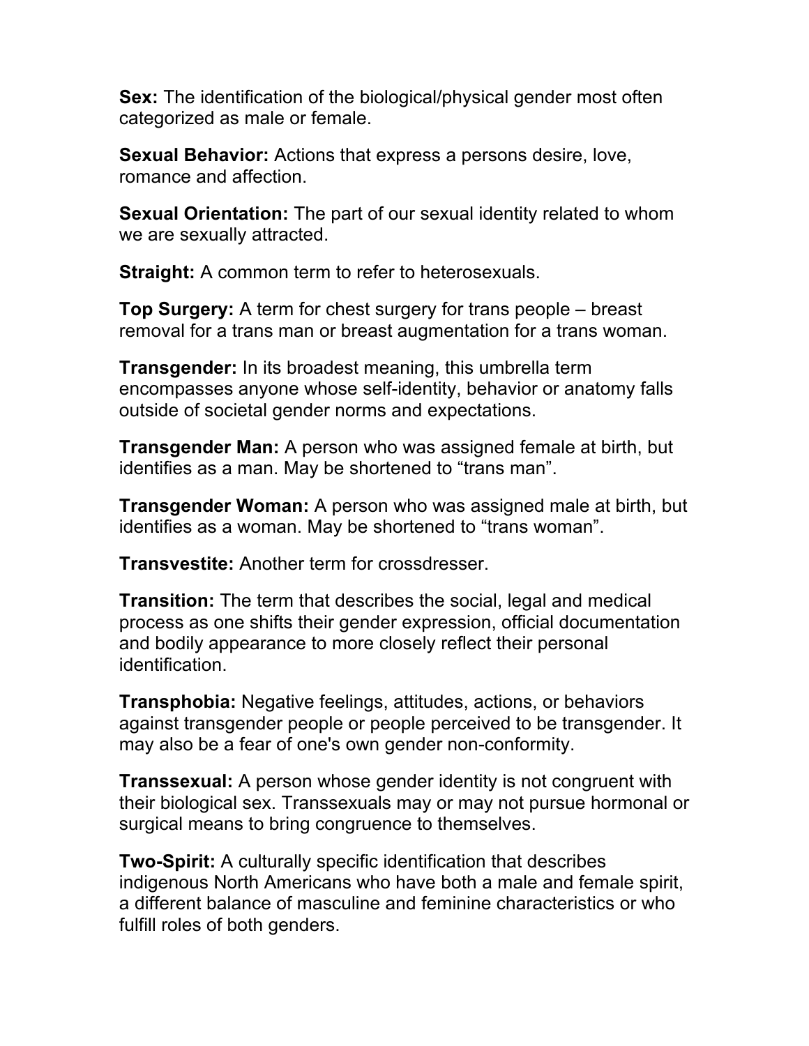**Sex:** The identification of the biological/physical gender most often categorized as male or female.

**Sexual Behavior:** Actions that express a persons desire, love, romance and affection.

**Sexual Orientation:** The part of our sexual identity related to whom we are sexually attracted.

**Straight:** A common term to refer to heterosexuals.

**Top Surgery:** A term for chest surgery for trans people – breast removal for a trans man or breast augmentation for a trans woman.

**Transgender:** In its broadest meaning, this umbrella term encompasses anyone whose self-identity, behavior or anatomy falls outside of societal gender norms and expectations.

**Transgender Man:** A person who was assigned female at birth, but identifies as a man. May be shortened to "trans man".

**Transgender Woman:** A person who was assigned male at birth, but identifies as a woman. May be shortened to "trans woman".

**Transvestite:** Another term for crossdresser.

**Transition:** The term that describes the social, legal and medical process as one shifts their gender expression, official documentation and bodily appearance to more closely reflect their personal identification.

**Transphobia:** Negative feelings, attitudes, actions, or behaviors against transgender people or people perceived to be transgender. It may also be a fear of one's own gender non-conformity.

**Transsexual:** A person whose gender identity is not congruent with their biological sex. Transsexuals may or may not pursue hormonal or surgical means to bring congruence to themselves.

**Two-Spirit:** A culturally specific identification that describes indigenous North Americans who have both a male and female spirit, a different balance of masculine and feminine characteristics or who fulfill roles of both genders.